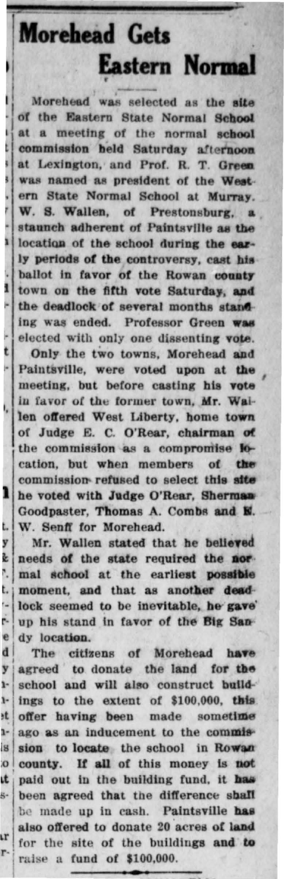# Morehead Gets Eastern Normal

Morehead was selected as the site of the Eastern State Normal School at a meeting of the normal school commission held Saturday afternoon at Lexington, and Prof. R. T. Green was named as president of the Western State Normal School at Murray. W. S. Wallen, of Prestonsburg, a staunch adherent of Paintsville as the location of the school during the early periods of the controversy, cast his ballot in favor of the Rowan county town on the fifth vote Saturday, and the deadlock of several months standing was ended. Professor Green was elected with only one dissenting vote.

Only the two towns, Morehead and Paintsville, were voted upon at the meeting, but before casting his vote in favor of the former town, Mr. Wallen offered West Liberty, home town of Judge E. C. O'Rear, chairman of the commission as a compromise location, but when members of the commission refused to select this site he voted with Judge O'Rear, Sherman Goodpaster, Thomas A. Combs and E. W. Senff for Morehead.

Mr. Wallen stated that he believed needs of the state required the normal school at the earliest possible moment, and that as another deadlock seemed to be inevitable, he gave up his stand in favor of the Big Sandy location.

The citizens of Morehead have agreed to donate the land for the school and will also construct buildings to the extent of $100,000, this offer having been made sometime ago as an inducement to the commission to locate the school in Rowan county. If all of this money is not paid out in the building fund, it has been agreed that the difference shall be made up in cash. Paintsville has also offered to donate 20 acres of land for the site of the buildings and to raise a fund of $100,000.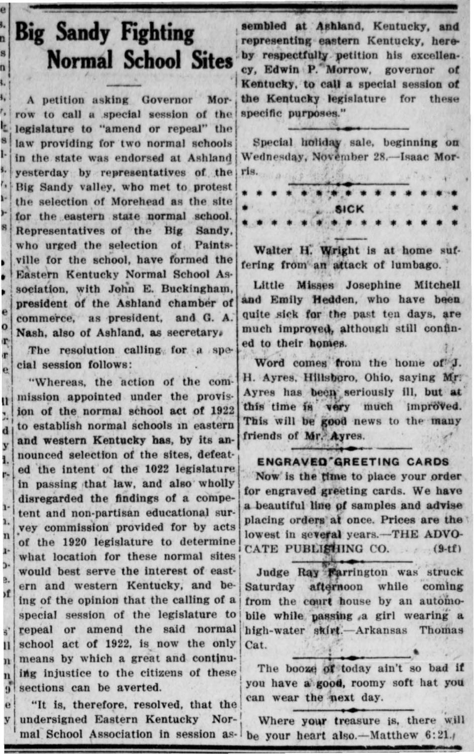# Big Sandy Fighting Normal School Sites

A petition asking Governor Morrow to call a special session of the legislature to "amend or repeal" the law providing for two normal schools in the state was endorsed at Ashland yesterday by representatives of the Big Sandy valley, who met to protest the selection of Morehead as the site for the eastern state normal school. Representatives of the Big Sandy, who urged the selection of Paintsville for the school, have formed the Eastern Kentucky Normal School Association, with John E. Buckingham, president of the Ashland chamber of commerce, as president, and G. A. Nash, also of Ashland, as secretary.

The resolution calling for a special session follows:

"Whereas, the action of the commission appointed under the provision of the normal school act of 1922 to establish normal schools in eastern and western Kentucky has, by its announced selection of the sites, defeated the intent of the 1022 legislature in passing that law, and also wholly disregarded the findings of a competent and non-partisan educational survey commission provided for by acts of the 1920 legislature to determine what location for these normal sites would best serve the interest of eastern and western Kentucky, and being of the opinion that the calling of a special session of the legislature to repeal or amend the said normal school act of 1922, is now the only means by which a great and continuing injustice to the citizens of these sections can be averted.

"It is, therefore, resolved, that the undersigned Eastern Kentucky Normal School Association in session assembled at Ashland, Kentucky, and representing eastern Kentucky, hereby respectfully petition his excellency, Edwin P. Morrow, governor of Kentucky, to call a special session of the Kentucky legislature for these specific purposes."

---

Special holiday sale, beginning on Wednesday, November 28.—Isaac Morris.

---

**SICK**

Walter H. Wright is at home suffering from an attack of lumbago.

Little Misses Josephine Mitchell and Emily Hedden, who have been quite sick for the past ten days, are much improved, although still confined to their homes.

Word comes from the home of J. H. Ayres, Hillsboro, Ohio, saying Mr. Ayres has been seriously ill, but at this time is very much improved. This will be good news to the many friends of Mr. Ayres.

---

**ENGRAVED GREETING CARDS**

Now is the time to place your order for engraved greeting cards. We have a beautiful line of samples and advise placing orders at once. Prices are the lowest in several years.—THE ADVOCATE PUBLISHING CO. (9-tf)

---

Judge Ray Farrington was struck Saturday afternoon while coming from the court house by an automobile while passing a girl wearing a high-water skirt.—Arkansas Thomas Cat.

---

The booze of today ain't so bad if you have a good, roomy soft hat you can wear the next day.

---

Where your treasure is, there will be your heart also.—Matthew 6:21.